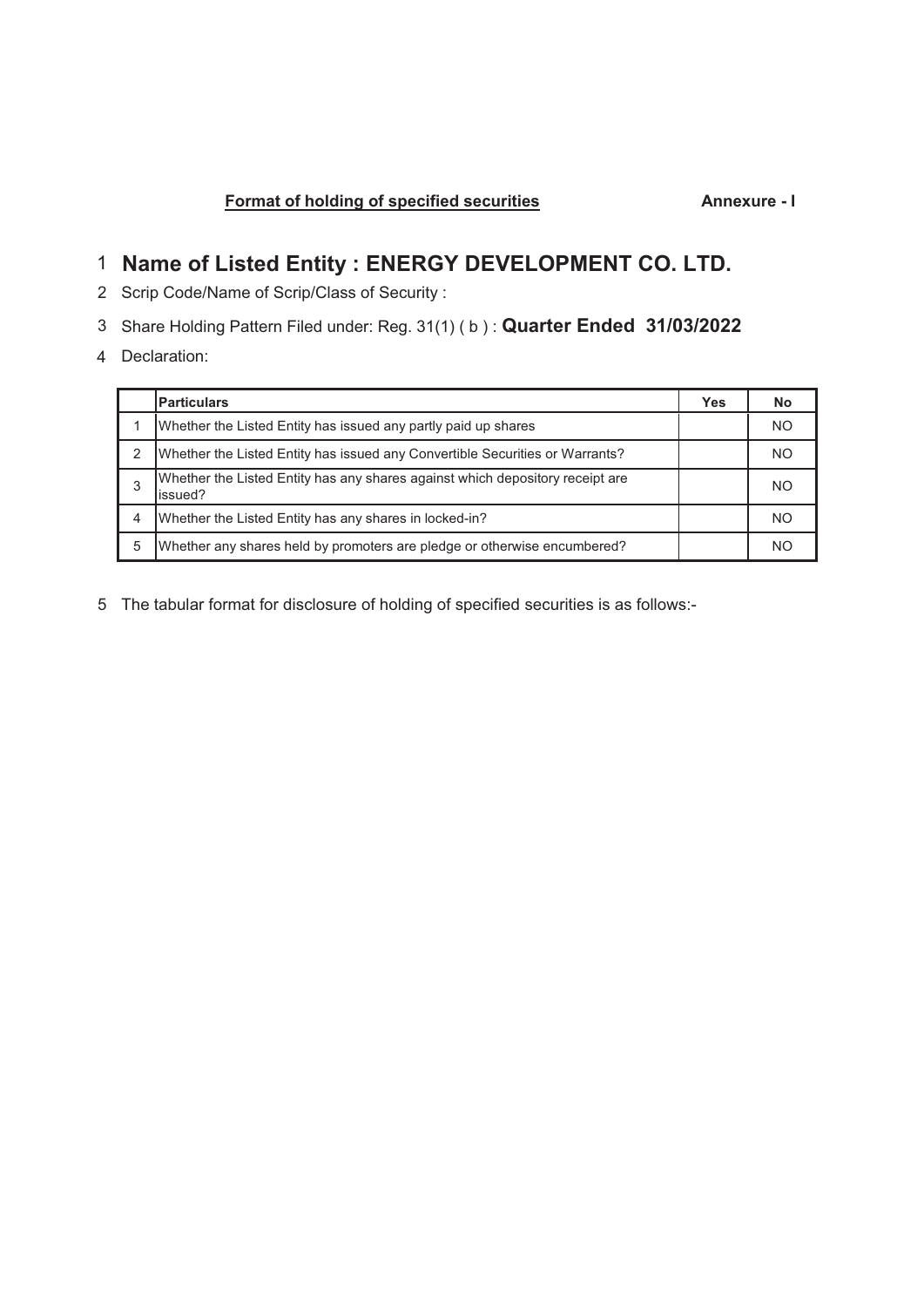**Format of holding of specified securities** **Annexure - I**

1. **Name of Listed Entity : ENERGY DEVELOPMENT CO. LTD.**
2. Scrip Code/Name of Scrip/Class of Security :
3. Share Holding Pattern Filed under: Reg. 31(1) ( b ) : **Quarter Ended 31/03/2022**
4. Declaration:

| | Particulars | Yes | No |
|---|---|---|---|
| 1 | Whether the Listed Entity has issued any partly paid up shares | | NO |
| 2 | Whether the Listed Entity has issued any Convertible Securities or Warrants? | | NO |
| 3 | Whether the Listed Entity has any shares against which depository receipt are issued? | | NO |
| 4 | Whether the Listed Entity has any shares in locked-in? | | NO |
| 5 | Whether any shares held by promoters are pledge or otherwise encumbered? | | NO |

5. The tabular format for disclosure of holding of specified securities is as follows:-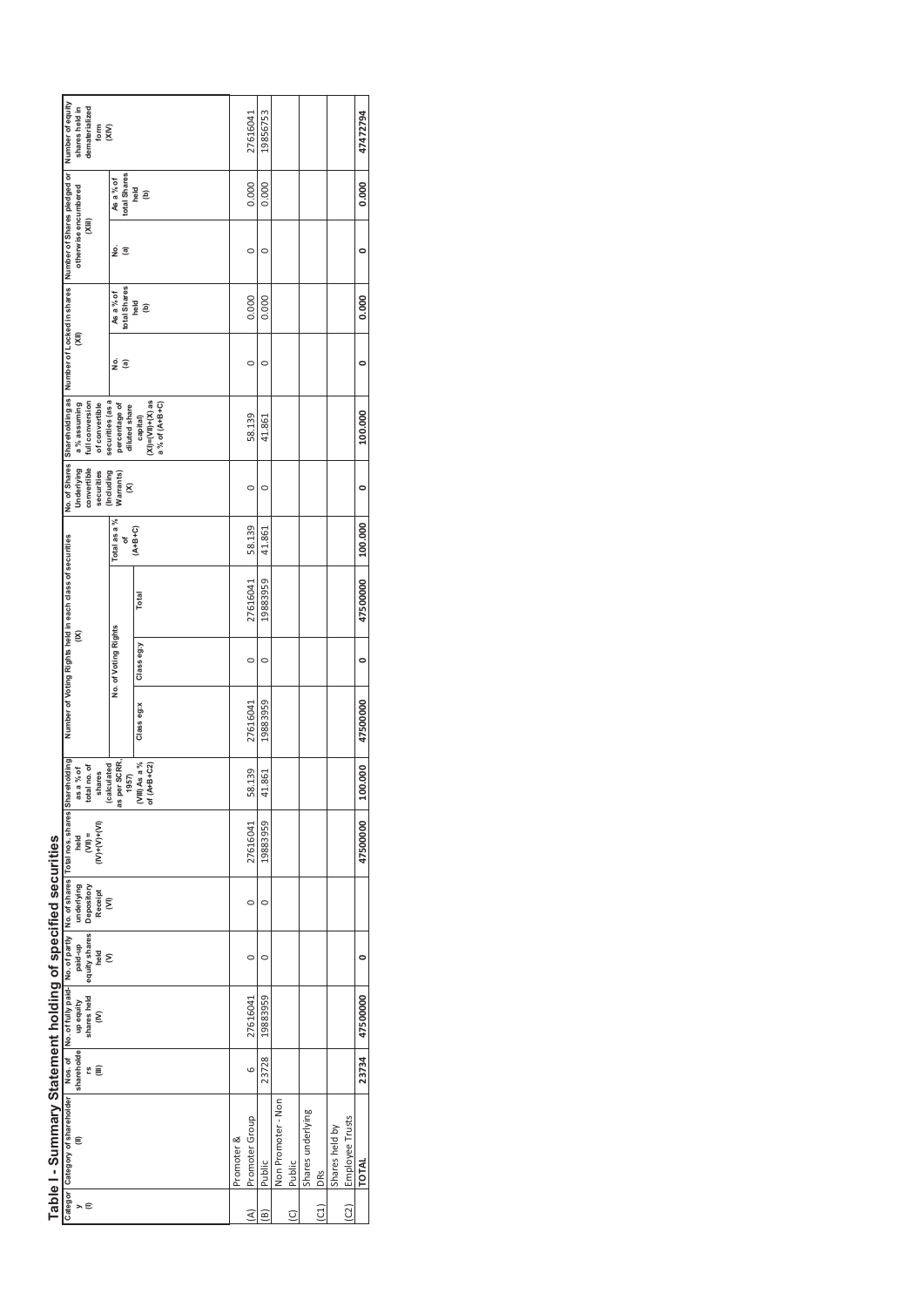# Table I - Summary Statement holding of specified securities

| Category (I) | Category of shareholder (II) | Nos. of shareholders (III) | No. of fully paid-up equity shares held (IV) | No. of partly paid-up equity shares held (V) | No. of shares underlying Depository Receipt (VI) | Total nos. shares held (VII) = (IV)+(V)+(VI) | Shareholding as a % of total no. of shares (calculated as per SCRR, 1957) (VIII) As a % of (A+B+C2) | Number of Voting Rights held in each class of securities (IX) | | | | No. of Shares Underlying convertible securities (including Warrants) (X) | Shareholding as a % assuming full conversion of convertible securities (as a percentage of diluted share capital) (XI)=(VII)+(X) as a % of (A+B+C) | Number of Locked in shares (XII) | | Number of Shares pledged or otherwise encumbered (XIII) | | Number of equity shares held in dematerialized form (XIV) |
|---|---|---|---|---|---|---|---|---|---|---|---|---|---|---|---|---|---|---|
| | | | | | | | | No. of Voting Rights | | | Total as a % of (A+B+C) | | | No. (a) | As a % of total Shares held (b) | No. (a) | As a % of total Shares held (b) | |
| | | | | | | | | Class eg:x | Class eg:y | Total | | | | | | | | |
| (A) | Promoter & Promoter Group | 6 | 27616041 | 0 | 0 | 27616041 | 58.139 | 27616041 | 0 | 27616041 | 58.139 | 0 | 58.139 | 0 | 0.000 | 0 | 0.000 | 27616041 |
| (B) | Public | 23728 | 19883959 | 0 | 0 | 19883959 | 41.861 | 19883959 | 0 | 19883959 | 41.861 | 0 | 41.861 | 0 | 0.000 | 0 | 0.000 | 19856753 |
| (C) | Non Promoter - Non Public | | | | | | | | | | | | | | | | | |
| (C1) | Shares underlying DRs | | | | | | | | | | | | | | | | | |
| (C2) | Shares held by Employee Trusts | | | | | | | | | | | | | | | | | |
| | **TOTAL** | **23734** | **47500000** | **0** | | **47500000** | **100.000** | **47500000** | **0** | **47500000** | **100.000** | **0** | **100.000** | **0** | **0.000** | **0** | **0.000** | **47472794** |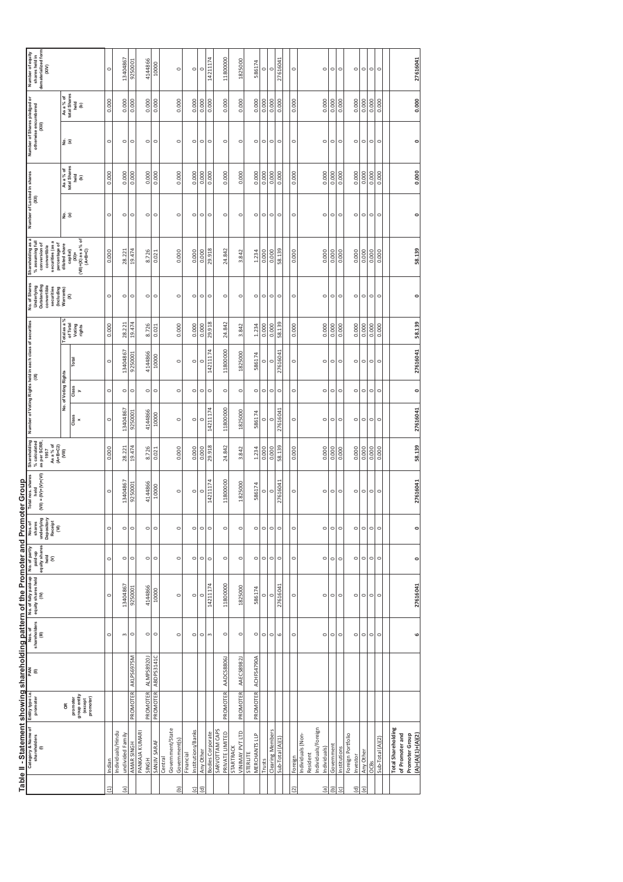# Table II - Statement showing shareholding pattern of the Promoter and Promoter Group

| | Category & Name of shareholders (I) | Entity type i.e. promoter OR promoter group entity (except promoter) | PAN (II) | Nos. of shareholders (III) | No. of fully paid-up equity shares held (IV) | No. of partly paid-up equity shares held (V) | Nos. of shares underlying Depository Receipt (VI) | Total nos. shares held (VII) = (IV)+(V)+(VI) | Shareholding % calculated as per SCRR, 1957 As a % of (A+B+C2) (VIII) | Number of Voting Rights held in each class of securities (IX) | | | | No. of Shares Underlying Outstanding convertible securities (including Warrants) (X) | Shareholding as a % assuming full conversion of convertible securities (as a percentage of diluted share capital) (XI)= (VII)+(X) as a % of (A+B+C2) | Number of Locked in shares (XII) | | Number of Shares pledged or otherwise encumbered (XIII) | | Number of equity shares held in dematerialized form (XIV) |
|---|---|---|---|---|---|---|---|---|---|---|---|---|---|---|---|---|---|---|---|---|
| | | | | | | | | | | No. of Voting Rights | | | Total as a % of Total Voting rights | | | No. (a) | As a % of total Shares held (b) | No. (a) | As a % of total Shares held (b) | |
| | | | | | | | | | | Class x | Class y | Total | | | | | | | | |
| (1) | Indian | | | | | | | | | | | | | | | | | | | |
| (a) | Individuals/Hindu undivided Family | | | 3 | 13404867 | 0 | 0 | 13404867 | 28.221 | 13404867 | 0 | 13404867 | 28.221 | 0 | 28.221 | 0 | 0.000 | 0 | 0.000 | 13404867 |
| | AMAR SINGH | PROMOTER | AKLPS6975M | 0 | 9250001 | 0 | 0 | 9250001 | 19.474 | 9250001 | 0 | 9250001 | 19.474 | 0 | 19.474 | 0 | 0.000 | 0 | 0.000 | 9250001 |
| | PANKAJA KUMARI SINGH | PROMOTER | ALMPS8920J | 0 | 4144866 | 0 | 0 | 4144866 | 8.726 | 4144866 | 0 | 4144866 | 8.726 | 0 | 8.726 | 0 | 0.000 | 0 | 0.000 | 4144866 |
| | SANJIV SARAF | PROMOTER | ABDPS3141C | 0 | 10000 | 0 | 0 | 10000 | 0.021 | 10000 | 0 | 10000 | 0.021 | 0 | 0.021 | 0 | 0.000 | 0 | 0.000 | 10000 |
| (b) | Central Government/State Government(s) | | | 0 | 0 | 0 | 0 | 0 | 0.000 | 0 | 0 | 0 | 0.000 | 0 | 0.000 | 0 | 0.000 | 0 | 0.000 | 0 |
| (c) | Financial Institutions/Banks | | | 0 | 0 | 0 | 0 | 0 | 0.000 | 0 | 0 | 0 | 0.000 | 0 | 0.000 | 0 | 0.000 | 0 | 0.000 | 0 |
| (d) | Any Other | | | 0 | 0 | 0 | 0 | 0 | 0.000 | 0 | 0 | 0 | 0.000 | 0 | 0.000 | 0 | 0.000 | 0 | 0.000 | 0 |
| | Bodies Corporate | | | 3 | 14211174 | 0 | 0 | 14211174 | 29.918 | 14211174 | 0 | 14211174 | 29.918 | 0 | 29.918 | 0 | 0.000 | 0 | 0.000 | 14211174 |
| | SARVOTTAM CAPS PRIVATE LIMITED | PROMOTER | AADCS8806J | 0 | 11800000 | 0 | 0 | 11800000 | 24.842 | 11800000 | 0 | 11800000 | 24.842 | 0 | 24.842 | 0 | 0.000 | 0 | 0.000 | 11800000 |
| | STARTRACK VINIMAY PVT LTD | PROMOTER | AAECS8982J | 0 | 1825000 | 0 | 0 | 1825000 | 3.842 | 1825000 | 0 | 1825000 | 3.842 | 0 | 3.842 | 0 | 0.000 | 0 | 0.000 | 1825000 |
| | STERLITE MERCHANTS LLP | PROMOTER | ACHFS4790A | 0 | 586174 | 0 | 0 | 586174 | 1.234 | 586174 | 0 | 586174 | 1.234 | 0 | 1.234 | 0 | 0.000 | 0 | 0.000 | 586174 |
| | Trusts | | | 0 | 0 | 0 | 0 | 0 | 0.000 | 0 | 0 | 0 | 0.000 | 0 | 0.000 | 0 | 0.000 | 0 | 0.000 | 0 |
| | Clearing Members | | | 0 | 0 | 0 | 0 | 0 | 0.000 | 0 | 0 | 0 | 0.000 | 0 | 0.000 | 0 | 0.000 | 0 | 0.000 | 0 |
| | Sub-Total (A)(1) | | | 6 | 27616041 | 0 | 0 | 27616041 | 58.139 | 27616041 | 0 | 27616041 | 58.139 | 0 | 58.139 | 0 | 0.000 | 0 | 0.000 | 27616041 |
| (2) | Foreign | | | 0 | 0 | 0 | 0 | 0 | 0.000 | 0 | 0 | 0 | 0.000 | 0 | 0.000 | 0 | 0.000 | 0 | 0.000 | 0 |
| (a) | Individuals (Non-Resident Individuals/Foreign Individuals) | | | 0 | 0 | 0 | 0 | 0 | 0.000 | 0 | 0 | 0 | 0.000 | 0 | 0.000 | 0 | 0.000 | 0 | 0.000 | 0 |
| (b) | Government | | | 0 | 0 | 0 | 0 | 0 | 0.000 | 0 | 0 | 0 | 0.000 | 0 | 0.000 | 0 | 0.000 | 0 | 0.000 | 0 |
| (c) | Institutions | | | 0 | 0 | 0 | 0 | 0 | 0.000 | 0 | 0 | 0 | 0.000 | 0 | 0.000 | 0 | 0.000 | 0 | 0.000 | 0 |
| (d) | Foreign Portfolio Investor | | | 0 | 0 | 0 | 0 | 0 | 0.000 | 0 | 0 | 0 | 0.000 | 0 | 0.000 | 0 | 0.000 | 0 | 0.000 | 0 |
| (e) | Any Other | | | 0 | 0 | 0 | 0 | 0 | 0.000 | 0 | 0 | 0 | 0.000 | 0 | 0.000 | 0 | 0.000 | 0 | 0.000 | 0 |
| | OCBs | | | 0 | 0 | 0 | 0 | 0 | 0.000 | 0 | 0 | 0 | 0.000 | 0 | 0.000 | 0 | 0.000 | 0 | 0.000 | 0 |
| | Sub-Total (A)(2) | | | 0 | 0 | 0 | 0 | 0 | 0.000 | 0 | 0 | 0 | 0.000 | 0 | 0.000 | 0 | 0.000 | 0 | 0.000 | 0 |
| | **Total Shareholding of Promoter and Promoter Group (A)=(A)(1)+(A)(2)** | | | **6** | **27616041** | **0** | **0** | **27616041** | **58.139** | **27616041** | **0** | **27616041** | **58.139** | **0** | **58.139** | **0** | **0.000** | **0** | **0.000** | **27616041** |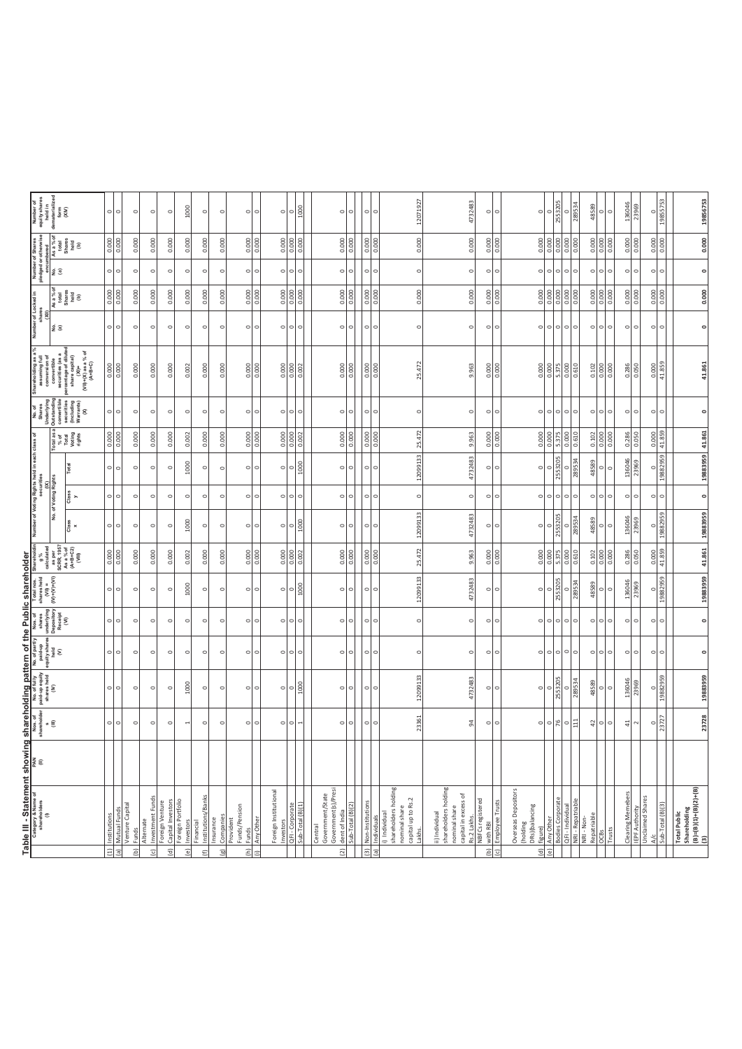## Table III - Statement showing shareholding pattern of the Public shareholder

| | Category & Name of shareholders (I) | PAN (II) | Nos. of shareholders (III) | No. of fully paid-up equity shares held (IV) | No. of partly paid-up equity shares held (V) | Nos. of shares underlying Depository Receipt (VI) | Total nos. shares held (VII = IV+V+VI) | Shareholding % calculated as per SCRR, 1957 As a % of (A+B+C2) (VIII) | Number of Voting Rights held in each class of securities (IX) | | | | No. of Shares Underlying Outstanding convertible securities (including Warrants) (X) | Shareholding as a % assuming full conversion of convertible securities (as a percentage of diluted share capital) (XI)= (VII)+(X) as a % of (A+B+C) | Number of Locked in shares (XII) | | Number of Shares pledged or otherwise encumbered (XIII) | | Number of equity shares held in dematerialized form (XIV) |
|---|---|---|---|---|---|---|---|---|---|---|---|---|---|---|---|---|---|---|---|
| | | | | | | | | | No. of Voting Rights: Class x | No. of Voting Rights: Class y | No. of Voting Rights: Total | Total as a % of Total Voting rights | | | No. (a) | As a % of total Shares held (b) | No. (a) | As a % of total Shares held (b) | |
| (1) | Institutions | | | | | | | | | | | | | | | | | | |
| (a) | Mutual Funds | | 0 | 0 | 0 | 0 | 0 | 0.000 | 0 | 0 | 0 | 0.000 | 0 | 0.000 | 0 | 0.000 | 0 | 0.000 | 0 |
| (b) | Venture Capital Funds | | 0 | 0 | 0 | 0 | 0 | 0.000 | 0 | 0 | 0 | 0.000 | 0 | 0.000 | 0 | 0.000 | 0 | 0.000 | 0 |
| (c) | Alternate Investment Funds | | 0 | 0 | 0 | 0 | 0 | 0.000 | 0 | 0 | 0 | 0.000 | 0 | 0.000 | 0 | 0.000 | 0 | 0.000 | 0 |
| (d) | Foreign Venture Capital Investors | | 0 | 0 | 0 | 0 | 0 | 0.000 | 0 | 0 | 0 | 0.000 | 0 | 0.000 | 0 | 0.000 | 0 | 0.000 | 0 |
| (e) | Foreign Portfolio Investors | | 1 | 1000 | 0 | 0 | 1000 | 0.002 | 1000 | 0 | 1000 | 0.002 | 0 | 0.002 | 0 | 0.000 | 0 | 0.000 | 1000 |
| (f) | Financial Institutions/Banks | | 0 | 0 | 0 | 0 | 0 | 0.000 | 0 | 0 | 0 | 0.000 | 0 | 0.000 | 0 | 0.000 | 0 | 0.000 | 0 |
| (g) | Insurance Companies | | 0 | 0 | 0 | 0 | 0 | 0.000 | 0 | 0 | 0 | 0.000 | 0 | 0.000 | 0 | 0.000 | 0 | 0.000 | 0 |
| (h) | Provident Funds/Pension Funds | | 0 | 0 | 0 | 0 | 0 | 0.000 | 0 | 0 | 0 | 0.000 | 0 | 0.000 | 0 | 0.000 | 0 | 0.000 | 0 |
| (i) | Any Other | | 0 | 0 | 0 | 0 | 0 | 0.000 | 0 | 0 | 0 | 0.000 | 0 | 0.000 | 0 | 0.000 | 0 | 0.000 | 0 |
| | Foreign Institutional Investors | | 0 | 0 | 0 | 0 | 0 | 0.000 | 0 | 0 | 0 | 0.000 | 0 | 0.000 | 0 | 0.000 | 0 | 0.000 | 0 |
| | QFI - Corporate | | 0 | 0 | 0 | 0 | 0 | 0.000 | 0 | 0 | 0 | 0.000 | 0 | 0.000 | 0 | 0.000 | 0 | 0.000 | 0 |
| | Sub-Total (B)(1) | | 1 | 1000 | 0 | 0 | 1000 | 0.002 | 1000 | 0 | 1000 | 0.002 | 0 | 0.002 | 0 | 0.000 | 0 | 0.000 | 1000 |
| (2) | Central Government/State Government(s)/President of India | | 0 | 0 | 0 | 0 | 0 | 0.000 | 0 | 0 | 0 | 0.000 | 0 | 0.000 | 0 | 0.000 | 0 | 0.000 | 0 |
| | Sub-Total (B)(2) | | 0 | 0 | 0 | 0 | 0 | 0.000 | 0 | 0 | 0 | 0.000 | 0 | 0.000 | 0 | 0.000 | 0 | 0.000 | 0 |
| (3) | Non-Institutions | | 0 | 0 | 0 | 0 | 0 | 0.000 | 0 | 0 | 0 | 0.000 | 0 | 0.000 | 0 | 0.000 | 0 | 0.000 | 0 |
| (a) | Individuals | | 0 | 0 | 0 | 0 | 0 | 0.000 | 0 | 0 | 0 | 0.000 | 0 | 0.000 | 0 | 0.000 | 0 | 0.000 | 0 |
| | i) Individual shareholders holding nominal share capital up to Rs.2 Lakhs. | | 23361 | 12099133 | 0 | 0 | 12099133 | 25.472 | 12099133 | 0 | 12099133 | 25.472 | 0 | 25.472 | 0 | 0.000 | 0 | 0.000 | 12071927 |
| | ii) Individual shareholders holding nominal share capital in excess of Rs.2 Lakhs. | | 94 | 4732483 | 0 | 0 | 4732483 | 9.963 | 4732483 | 0 | 4732483 | 9.963 | 0 | 9.963 | 0 | 0.000 | 0 | 0.000 | 4732483 |
| (b) | NBFCs registered with RBI | | 0 | 0 | 0 | 0 | 0 | 0.000 | 0 | 0 | 0 | 0.000 | 0 | 0.000 | 0 | 0.000 | 0 | 0.000 | 0 |
| (c) | Employee Trusts | | 0 | 0 | 0 | 0 | 0 | 0.000 | 0 | 0 | 0 | 0.000 | 0 | 0.000 | 0 | 0.000 | 0 | 0.000 | 0 |
| (d) | Overseas Depositors (holding DRs)(balancing figure) | | 0 | 0 | 0 | 0 | 0 | 0.000 | 0 | 0 | 0 | 0.000 | 0 | 0.000 | 0 | 0.000 | 0 | 0.000 | 0 |
| (e) | Any Other | | 0 | 0 | 0 | 0 | 0 | 0.000 | 0 | 0 | 0 | 0.000 | 0 | 0.000 | 0 | 0.000 | 0 | 0.000 | 0 |
| | Bodies Corporate | | 76 | 2553205 | 0 | 0 | 2553205 | 5.375 | 2553205 | 0 | 2553205 | 5.375 | 0 | 5.375 | 0 | 0.000 | 0 | 0.000 | 2553205 |
| | QFI - Individual | | 0 | 0 | 0 | 0 | 0 | 0.000 | 0 | 0 | 0 | 0.000 | 0 | 0.000 | 0 | 0.000 | 0 | 0.000 | 0 |
| | NRI - Repatriable | | 111 | 289534 | 0 | 0 | 289534 | 0.610 | 289534 | 0 | 289534 | 0.610 | 0 | 0.610 | 0 | 0.000 | 0 | 0.000 | 289534 |
| | NRI - Non-Repatriable | | 42 | 48589 | 0 | 0 | 48589 | 0.102 | 48589 | 0 | 48589 | 0.102 | 0 | 0.102 | 0 | 0.000 | 0 | 0.000 | 48589 |
| | OCBs | | 0 | 0 | 0 | 0 | 0 | 0.000 | 0 | 0 | 0 | 0.000 | 0 | 0.000 | 0 | 0.000 | 0 | 0.000 | 0 |
| | Trusts | | 0 | 0 | 0 | 0 | 0 | 0.000 | 0 | 0 | 0 | 0.000 | 0 | 0.000 | 0 | 0.000 | 0 | 0.000 | 0 |
| | Clearing Members | | 41 | 136046 | 0 | 0 | 136046 | 0.286 | 136046 | 0 | 136046 | 0.286 | 0 | 0.286 | 0 | 0.000 | 0 | 0.000 | 136046 |
| | IEPF Authority | | 2 | 23969 | 0 | 0 | 23969 | 0.050 | 23969 | 0 | 23969 | 0.050 | 0 | 0.050 | 0 | 0.000 | 0 | 0.000 | 23969 |
| | Unclaimed Shares A/c | | 0 | 0 | 0 | 0 | 0 | 0.000 | 0 | 0 | 0 | 0.000 | 0 | 0.000 | 0 | 0.000 | 0 | 0.000 | 0 |
| | Sub-Total (B)(3) | | 23727 | 19882959 | 0 | 0 | 19882959 | 41.859 | 19882959 | 0 | 19882959 | 41.859 | 0 | 41.859 | 0 | 0.000 | 0 | 0.000 | 19855753 |
| | **Total Public Shareholding (B)=(B)(1)+(B)(2)+(B)(3)** | | **23728** | **19883959** | **0** | **0** | **19883959** | **41.861** | **19883959** | **0** | **19883959** | **41.861** | **0** | **41.861** | **0** | **0.000** | **0** | **0.000** | **19856753** |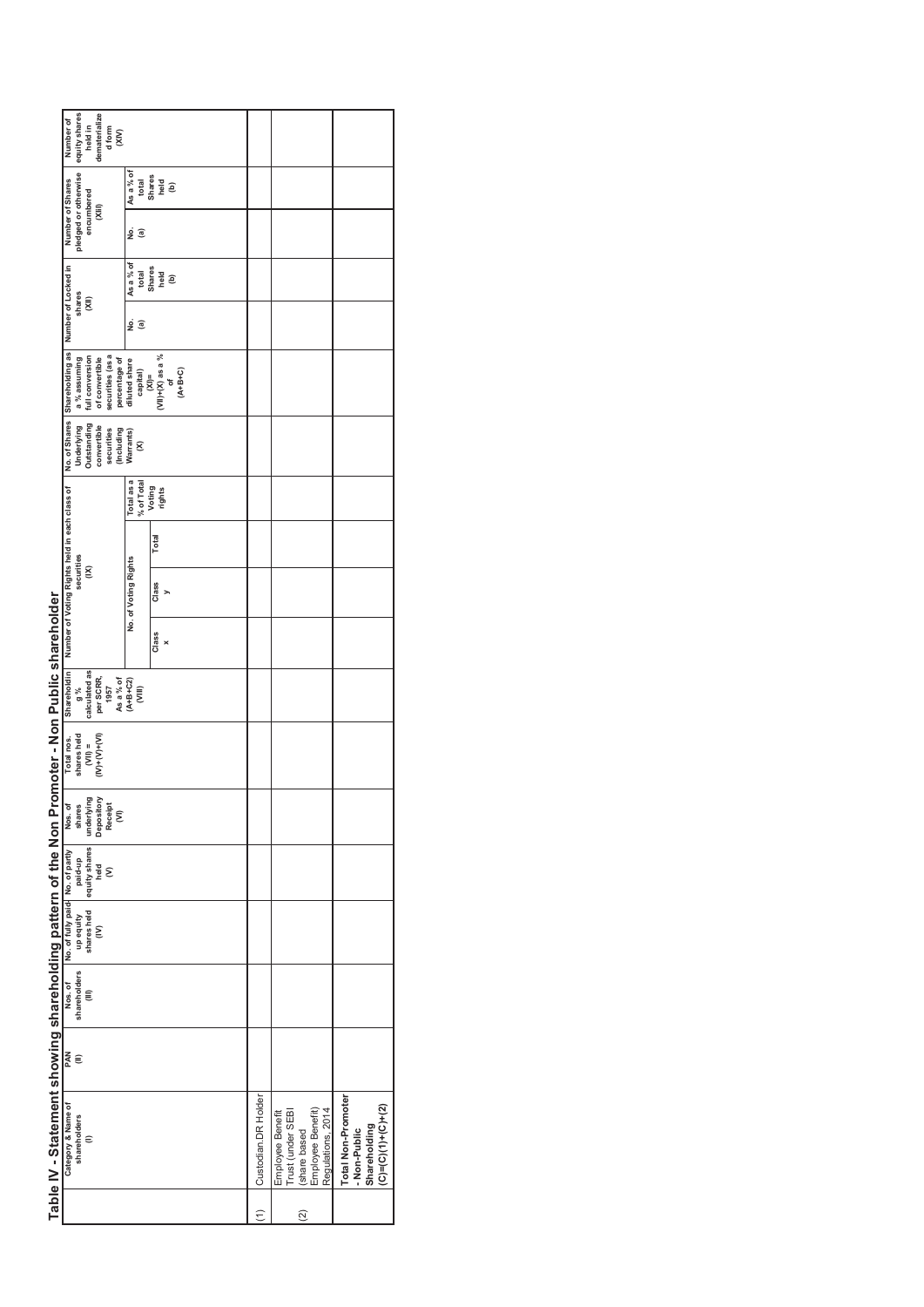## Table IV - Statement showing shareholding pattern of the Non Promoter - Non Public shareholder

| | Category & Name of shareholders (I) | PAN (II) | Nos. of shareholders (III) | No. of fully paid up equity shares held (IV) | No. of partly paid-up equity shares held (V) | Nos. of shares underlying Depository Receipt (VI) | Total nos. shares held (VII) = (IV)+(V)+(VI) | Shareholding % calculated as per SCRR, 1957 As a % of (A+B+C2) (VIII) | Number of Voting Rights held in each class of securities (IX) | | | | No. of Shares Underlying Outstanding convertible securities (Including Warrants) (X) | Shareholding as a % assuming full conversion of convertible securities (as a percentage of diluted share capital) (XI)= (VII)+(X) as a % of (A+B+C) | Number of Locked in shares (XII) | | Number of Shares pledged or otherwise encumbered (XIII) | | Number of equity shares held in dematerialized form (XIV) |
|---|---|---|---|---|---|---|---|---|---|---|---|---|---|---|---|---|---|---|---|
| | | | | | | | | | No. of Voting Rights | | | Total as a % of Total Voting rights | | | No. (a) | As a % of total Shares held (b) | No. (a) | As a % of total Shares held (b) | |
| | | | | | | | | | Class x | Class y | Total | | | | | | | | |
| (1) | Custodian.DR Holder | | | | | | | | | | | | | | | | | | |
| (2) | Employee Benefit Trust (under SEBI (share based Employee Benefit) Regulations, 2014 | | | | | | | | | | | | | | | | | | |
| | **Total Non-Promoter - Non-Public Shareholding (C)=(C)(1)+(C)+(2)** | | | | | | | | | | | | | | | | | | |